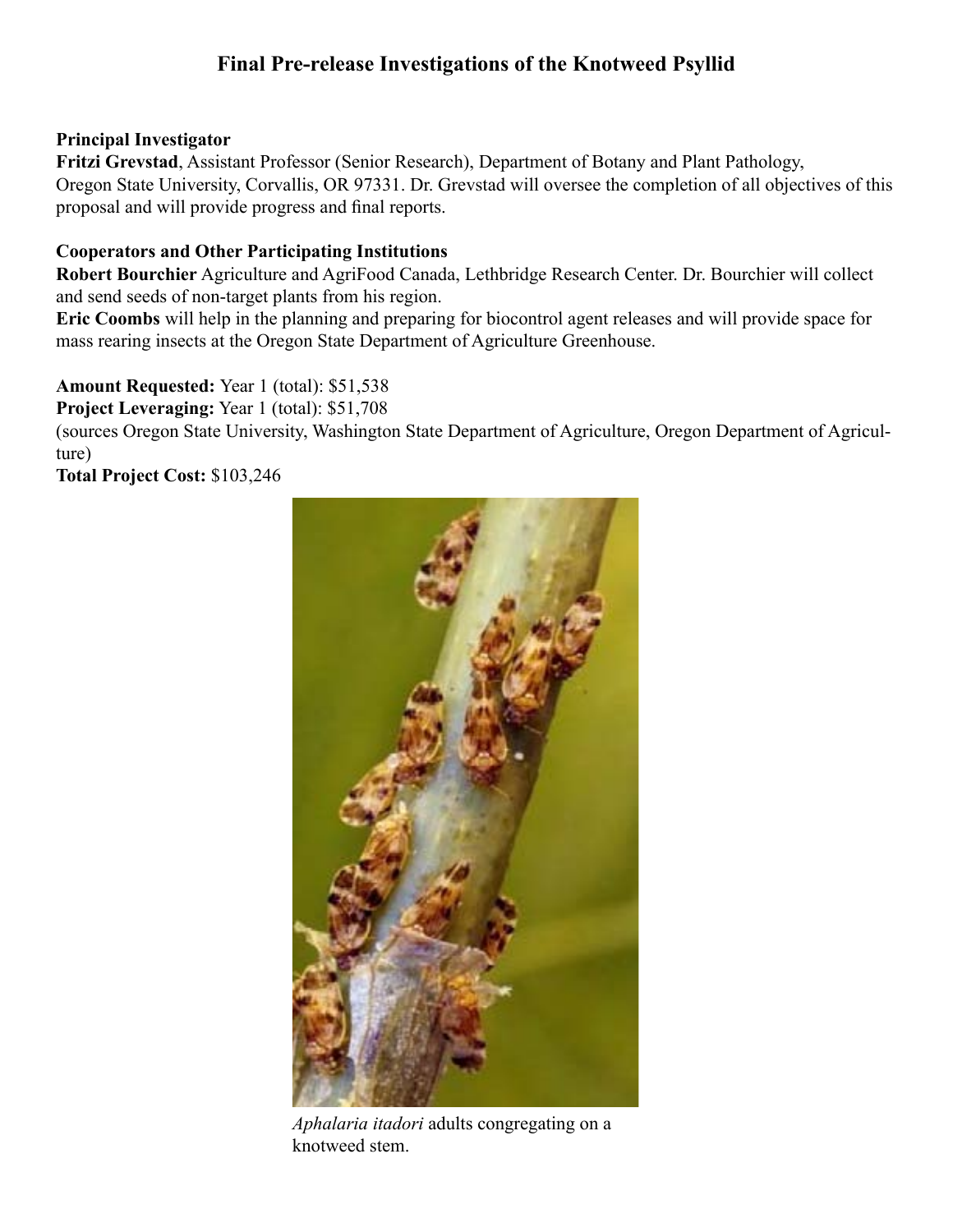# Final Pre-release Investigations of the Knotweed Psyllid

**Principal Investigator**

**Fritzi Grevstad**, Assistant Professor (Senior Research), Department of Botany and Plant Pathology, Oregon State University, Corvallis, OR 97331. Dr. Grevstad will oversee the completion of all objectives of this proposal and will provide progress and final reports.

**Cooperators and Other Participating Institutions**

**Robert Bourchier** Agriculture and AgriFood Canada, Lethbridge Research Center. Dr. Bourchier will collect and send seeds of non-target plants from his region.

**Eric Coombs** will help in the planning and preparing for biocontrol agent releases and will provide space for mass rearing insects at the Oregon State Department of Agriculture Greenhouse.

**Amount Requested:** Year 1 (total): $51,538

**Project Leveraging:** Year 1 (total): $51,708

(sources Oregon State University, Washington State Department of Agriculture, Oregon Department of Agriculture)

**Total Project Cost:** $103,246

*Aphalaria itadori* adults congregating on a knotweed stem.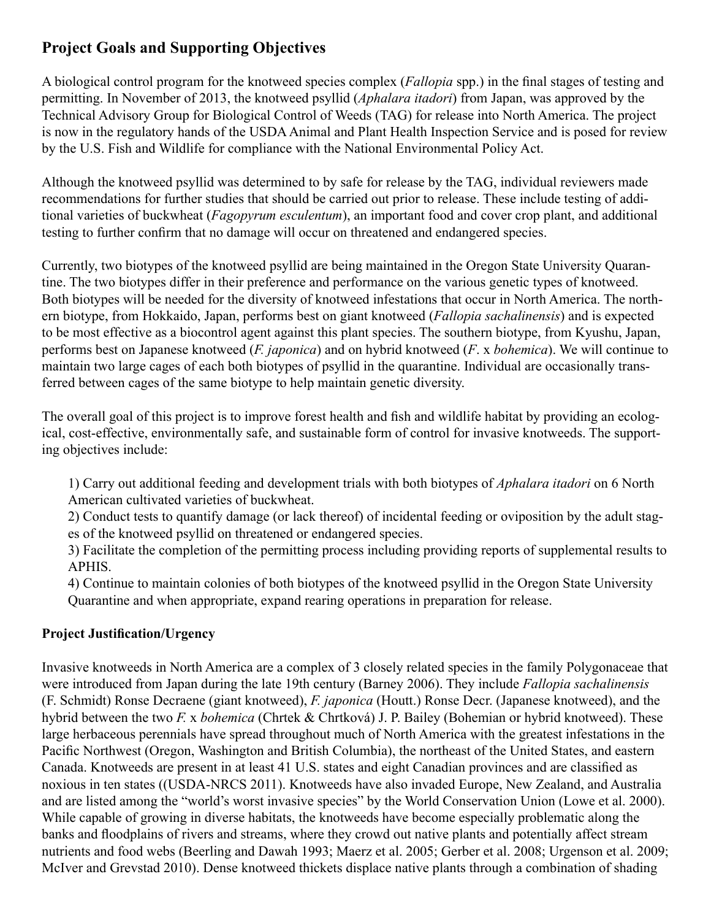## Project Goals and Supporting Objectives

A biological control program for the knotweed species complex (*Fallopia* spp.) in the final stages of testing and permitting. In November of 2013, the knotweed psyllid (*Aphalara itadori*) from Japan, was approved by the Technical Advisory Group for Biological Control of Weeds (TAG) for release into North America. The project is now in the regulatory hands of the USDA Animal and Plant Health Inspection Service and is posed for review by the U.S. Fish and Wildlife for compliance with the National Environmental Policy Act.

Although the knotweed psyllid was determined to by safe for release by the TAG, individual reviewers made recommendations for further studies that should be carried out prior to release. These include testing of additional varieties of buckwheat (*Fagopyrum esculentum*), an important food and cover crop plant, and additional testing to further confirm that no damage will occur on threatened and endangered species.

Currently, two biotypes of the knotweed psyllid are being maintained in the Oregon State University Quarantine. The two biotypes differ in their preference and performance on the various genetic types of knotweed. Both biotypes will be needed for the diversity of knotweed infestations that occur in North America. The northern biotype, from Hokkaido, Japan, performs best on giant knotweed (*Fallopia sachalinensis*) and is expected to be most effective as a biocontrol agent against this plant species. The southern biotype, from Kyushu, Japan, performs best on Japanese knotweed (*F. japonica*) and on hybrid knotweed (*F.* x *bohemica*). We will continue to maintain two large cages of each both biotypes of psyllid in the quarantine. Individual are occasionally transferred between cages of the same biotype to help maintain genetic diversity.

The overall goal of this project is to improve forest health and fish and wildlife habitat by providing an ecological, cost-effective, environmentally safe, and sustainable form of control for invasive knotweeds. The supporting objectives include:

1) Carry out additional feeding and development trials with both biotypes of *Aphalara itadori* on 6 North American cultivated varieties of buckwheat.
2) Conduct tests to quantify damage (or lack thereof) of incidental feeding or oviposition by the adult stages of the knotweed psyllid on threatened or endangered species.
3) Facilitate the completion of the permitting process including providing reports of supplemental results to APHIS.
4) Continue to maintain colonies of both biotypes of the knotweed psyllid in the Oregon State University Quarantine and when appropriate, expand rearing operations in preparation for release.

### Project Justification/Urgency

Invasive knotweeds in North America are a complex of 3 closely related species in the family Polygonaceae that were introduced from Japan during the late 19th century (Barney 2006). They include *Fallopia sachalinensis* (F. Schmidt) Ronse Decraene (giant knotweed), *F. japonica* (Houtt.) Ronse Decr. (Japanese knotweed), and the hybrid between the two *F.* x *bohemica* (Chrtek & Chrtková) J. P. Bailey (Bohemian or hybrid knotweed). These large herbaceous perennials have spread throughout much of North America with the greatest infestations in the Pacific Northwest (Oregon, Washington and British Columbia), the northeast of the United States, and eastern Canada. Knotweeds are present in at least 41 U.S. states and eight Canadian provinces and are classified as noxious in ten states ((USDA-NRCS 2011). Knotweeds have also invaded Europe, New Zealand, and Australia and are listed among the "world's worst invasive species" by the World Conservation Union (Lowe et al. 2000). While capable of growing in diverse habitats, the knotweeds have become especially problematic along the banks and floodplains of rivers and streams, where they crowd out native plants and potentially affect stream nutrients and food webs (Beerling and Dawah 1993; Maerz et al. 2005; Gerber et al. 2008; Urgenson et al. 2009; McIver and Grevstad 2010). Dense knotweed thickets displace native plants through a combination of shading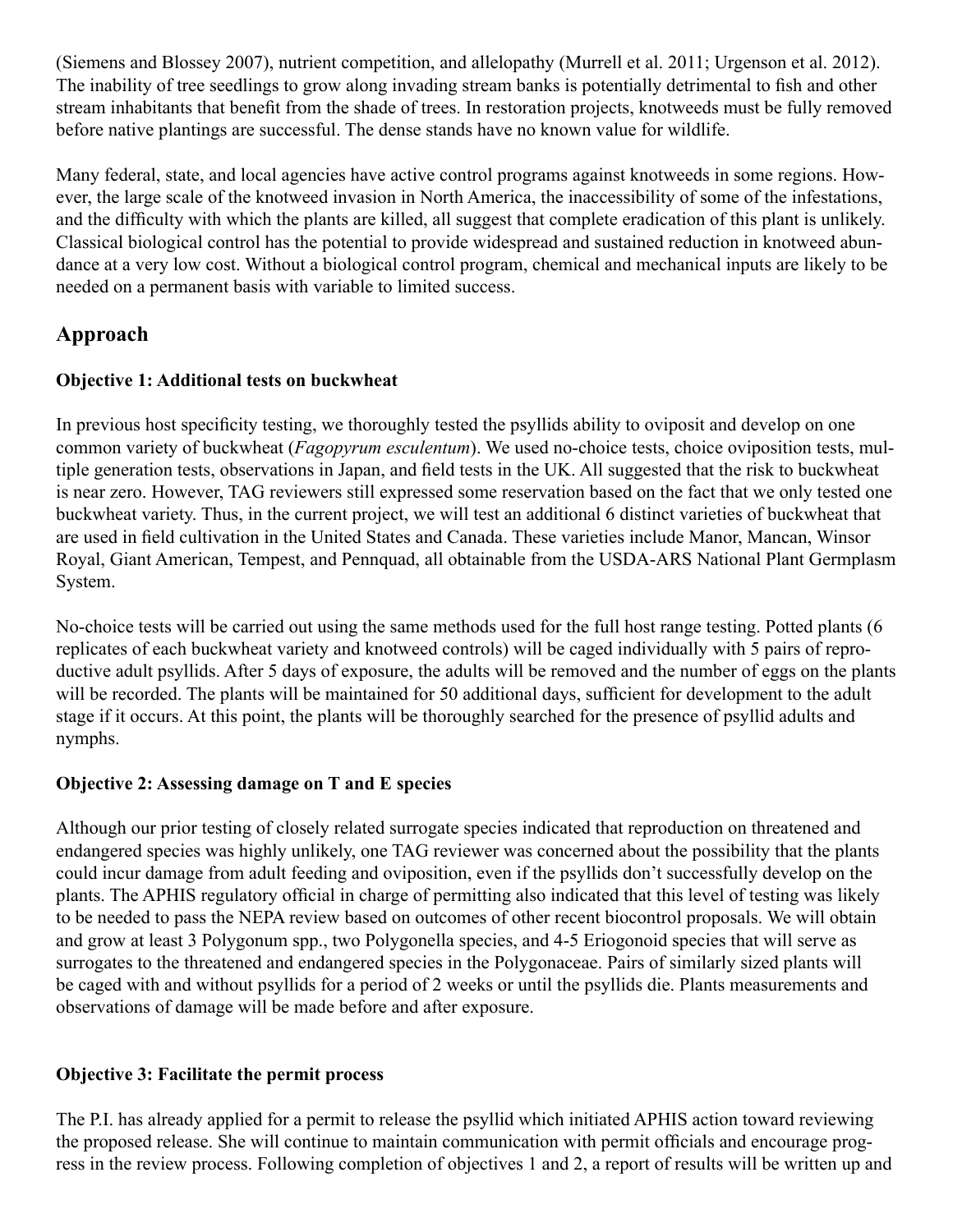(Siemens and Blossey 2007), nutrient competition, and allelopathy (Murrell et al. 2011; Urgenson et al. 2012). The inability of tree seedlings to grow along invading stream banks is potentially detrimental to fish and other stream inhabitants that benefit from the shade of trees. In restoration projects, knotweeds must be fully removed before native plantings are successful. The dense stands have no known value for wildlife.

Many federal, state, and local agencies have active control programs against knotweeds in some regions. However, the large scale of the knotweed invasion in North America, the inaccessibility of some of the infestations, and the difficulty with which the plants are killed, all suggest that complete eradication of this plant is unlikely. Classical biological control has the potential to provide widespread and sustained reduction in knotweed abundance at a very low cost. Without a biological control program, chemical and mechanical inputs are likely to be needed on a permanent basis with variable to limited success.

## Approach

**Objective 1: Additional tests on buckwheat**

In previous host specificity testing, we thoroughly tested the psyllids ability to oviposit and develop on one common variety of buckwheat (*Fagopyrum esculentum*). We used no-choice tests, choice oviposition tests, multiple generation tests, observations in Japan, and field tests in the UK. All suggested that the risk to buckwheat is near zero. However, TAG reviewers still expressed some reservation based on the fact that we only tested one buckwheat variety. Thus, in the current project, we will test an additional 6 distinct varieties of buckwheat that are used in field cultivation in the United States and Canada. These varieties include Manor, Mancan, Winsor Royal, Giant American, Tempest, and Pennquad, all obtainable from the USDA-ARS National Plant Germplasm System.

No-choice tests will be carried out using the same methods used for the full host range testing. Potted plants (6 replicates of each buckwheat variety and knotweed controls) will be caged individually with 5 pairs of reproductive adult psyllids. After 5 days of exposure, the adults will be removed and the number of eggs on the plants will be recorded. The plants will be maintained for 50 additional days, sufficient for development to the adult stage if it occurs. At this point, the plants will be thoroughly searched for the presence of psyllid adults and nymphs.

**Objective 2: Assessing damage on T and E species**

Although our prior testing of closely related surrogate species indicated that reproduction on threatened and endangered species was highly unlikely, one TAG reviewer was concerned about the possibility that the plants could incur damage from adult feeding and oviposition, even if the psyllids don't successfully develop on the plants. The APHIS regulatory official in charge of permitting also indicated that this level of testing was likely to be needed to pass the NEPA review based on outcomes of other recent biocontrol proposals. We will obtain and grow at least 3 Polygonum spp., two Polygonella species, and 4-5 Eriogonoid species that will serve as surrogates to the threatened and endangered species in the Polygonaceae. Pairs of similarly sized plants will be caged with and without psyllids for a period of 2 weeks or until the psyllids die. Plants measurements and observations of damage will be made before and after exposure.

**Objective 3: Facilitate the permit process**

The P.I. has already applied for a permit to release the psyllid which initiated APHIS action toward reviewing the proposed release. She will continue to maintain communication with permit officials and encourage progress in the review process. Following completion of objectives 1 and 2, a report of results will be written up and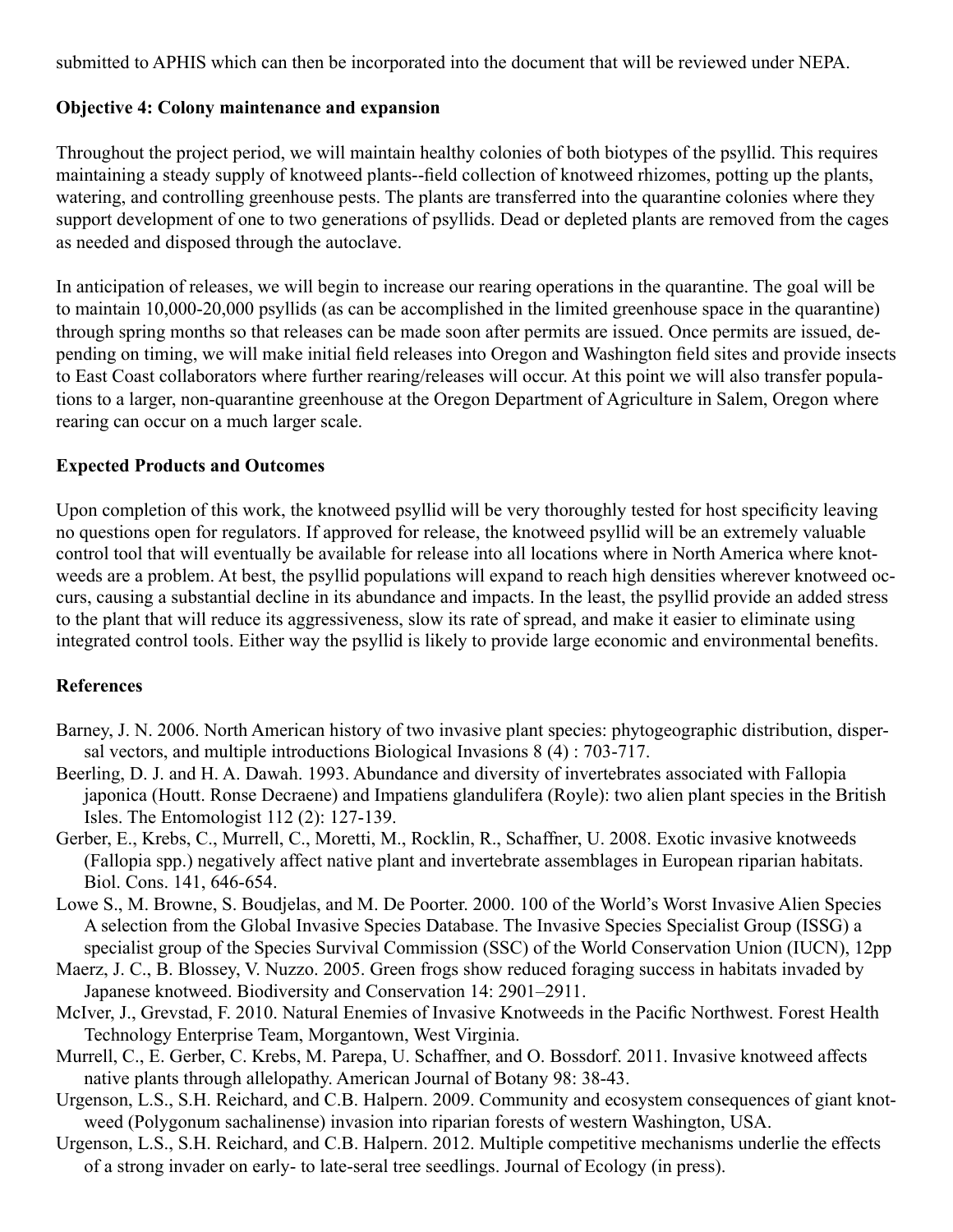submitted to APHIS which can then be incorporated into the document that will be reviewed under NEPA.

**Objective 4: Colony maintenance and expansion**

Throughout the project period, we will maintain healthy colonies of both biotypes of the psyllid. This requires maintaining a steady supply of knotweed plants--field collection of knotweed rhizomes, potting up the plants, watering, and controlling greenhouse pests. The plants are transferred into the quarantine colonies where they support development of one to two generations of psyllids. Dead or depleted plants are removed from the cages as needed and disposed through the autoclave.

In anticipation of releases, we will begin to increase our rearing operations in the quarantine. The goal will be to maintain 10,000-20,000 psyllids (as can be accomplished in the limited greenhouse space in the quarantine) through spring months so that releases can be made soon after permits are issued. Once permits are issued, depending on timing, we will make initial field releases into Oregon and Washington field sites and provide insects to East Coast collaborators where further rearing/releases will occur. At this point we will also transfer populations to a larger, non-quarantine greenhouse at the Oregon Department of Agriculture in Salem, Oregon where rearing can occur on a much larger scale.

**Expected Products and Outcomes**

Upon completion of this work, the knotweed psyllid will be very thoroughly tested for host specificity leaving no questions open for regulators. If approved for release, the knotweed psyllid will be an extremely valuable control tool that will eventually be available for release into all locations where in North America where knotweeds are a problem. At best, the psyllid populations will expand to reach high densities wherever knotweed occurs, causing a substantial decline in its abundance and impacts. In the least, the psyllid provide an added stress to the plant that will reduce its aggressiveness, slow its rate of spread, and make it easier to eliminate using integrated control tools. Either way the psyllid is likely to provide large economic and environmental benefits.

**References**

Barney, J. N. 2006. North American history of two invasive plant species: phytogeographic distribution, dispersal vectors, and multiple introductions Biological Invasions 8 (4) : 703-717.

Beerling, D. J. and H. A. Dawah. 1993. Abundance and diversity of invertebrates associated with Fallopia japonica (Houtt. Ronse Decraene) and Impatiens glandulifera (Royle): two alien plant species in the British Isles. The Entomologist 112 (2): 127-139.

Gerber, E., Krebs, C., Murrell, C., Moretti, M., Rocklin, R., Schaffner, U. 2008. Exotic invasive knotweeds (Fallopia spp.) negatively affect native plant and invertebrate assemblages in European riparian habitats. Biol. Cons. 141, 646-654.

Lowe S., M. Browne, S. Boudjelas, and M. De Poorter. 2000. 100 of the World's Worst Invasive Alien Species A selection from the Global Invasive Species Database. The Invasive Species Specialist Group (ISSG) a specialist group of the Species Survival Commission (SSC) of the World Conservation Union (IUCN), 12pp

Maerz, J. C., B. Blossey, V. Nuzzo. 2005. Green frogs show reduced foraging success in habitats invaded by Japanese knotweed. Biodiversity and Conservation 14: 2901–2911.

McIver, J., Grevstad, F. 2010. Natural Enemies of Invasive Knotweeds in the Pacific Northwest. Forest Health Technology Enterprise Team, Morgantown, West Virginia.

Murrell, C., E. Gerber, C. Krebs, M. Parepa, U. Schaffner, and O. Bossdorf. 2011. Invasive knotweed affects native plants through allelopathy. American Journal of Botany 98: 38-43.

Urgenson, L.S., S.H. Reichard, and C.B. Halpern. 2009. Community and ecosystem consequences of giant knotweed (Polygonum sachalinense) invasion into riparian forests of western Washington, USA.

Urgenson, L.S., S.H. Reichard, and C.B. Halpern. 2012. Multiple competitive mechanisms underlie the effects of a strong invader on early- to late-seral tree seedlings. Journal of Ecology (in press).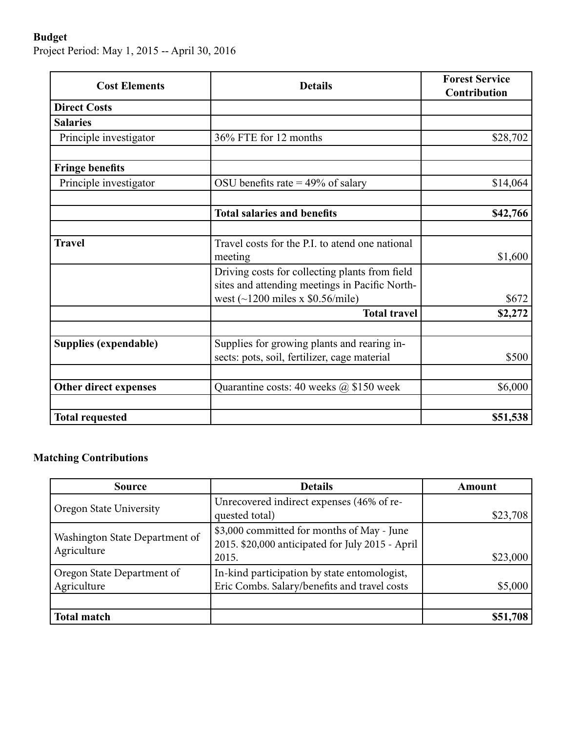**Budget**

Project Period: May 1, 2015 -- April 30, 2016

| Cost Elements | Details | Forest Service Contribution |
|---|---|---|
| **Direct Costs** | | |
| **Salaries** | | |
| Principle investigator | 36% FTE for 12 months | $28,702 |
| | | |
| **Fringe benefits** | | |
| Principle investigator | OSU benefits rate = 49% of salary | $14,064 |
| | | |
| | **Total salaries and benefits** | **$42,766** |
| | | |
| **Travel** | Travel costs for the P.I. to atend one national meeting | $1,600 |
| | Driving costs for collecting plants from field sites and attending meetings in Pacific Northwest (~1200 miles x $0.56/mile) | $672 |
| | **Total travel** | **$2,272** |
| | | |
| **Supplies (expendable)** | Supplies for growing plants and rearing insects: pots, soil, fertilizer, cage material | $500 |
| | | |
| **Other direct expenses** | Quarantine costs: 40 weeks @ $150 week | $6,000 |
| | | |
| **Total requested** | | **$51,538** |

**Matching Contributions**

| Source | Details | Amount |
|---|---|---|
| Oregon State University | Unrecovered indirect expenses (46% of requested total) | $23,708 |
| Washington State Department of Agriculture | $3,000 committed for months of May - June 2015. $20,000 anticipated for July 2015 - April 2015. | $23,000 |
| Oregon State Department of Agriculture | In-kind participation by state entomologist, Eric Combs. Salary/benefits and travel costs | $5,000 |
| | | |
| **Total match** | | **$51,708** |